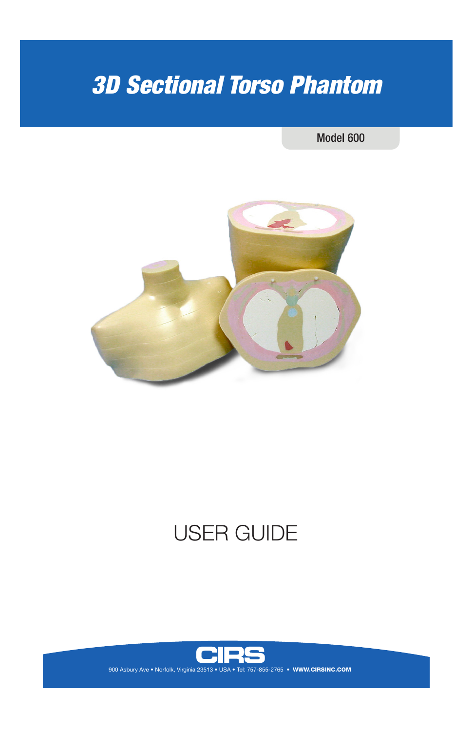# 3D Sectional Torso Phantom

Model 600

USER GUIDE

CIRS

900 Asbury Ave • Norfolk, Virginia 23513 • USA • Tel: 757-855-2765 • **WWW.CIRSINC.COM**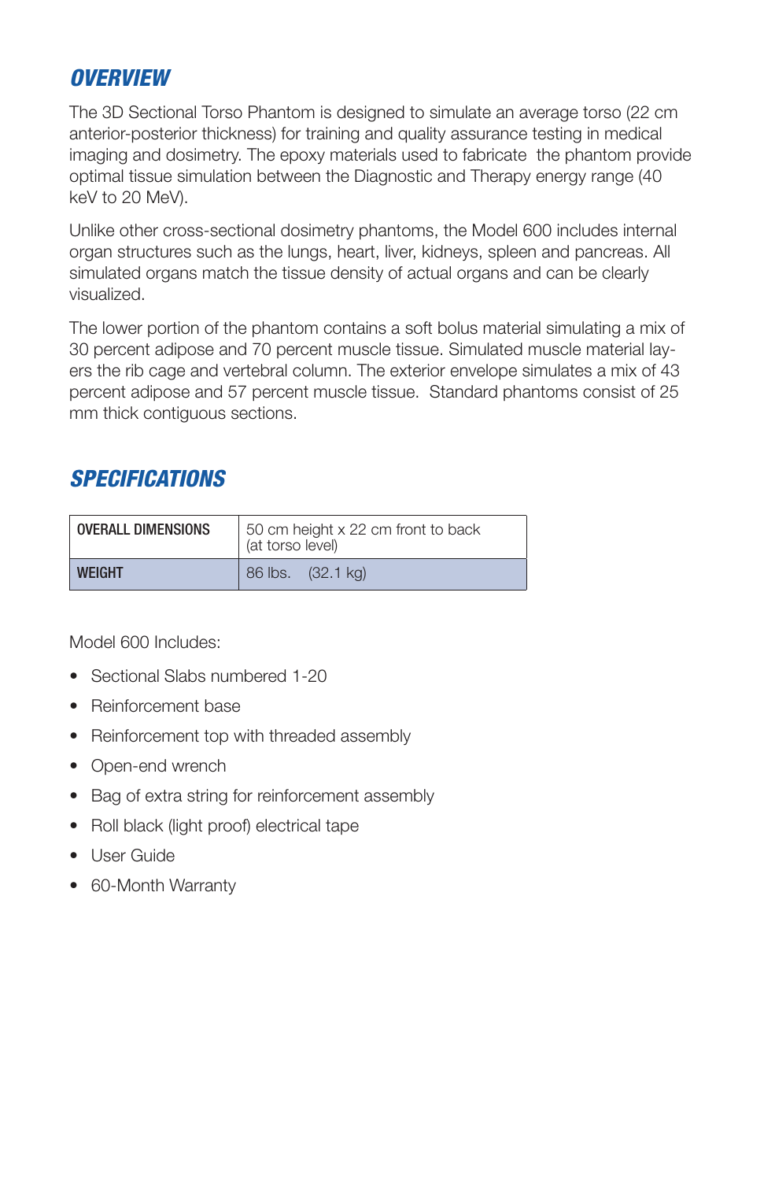## OVERVIEW

The 3D Sectional Torso Phantom is designed to simulate an average torso (22 cm anterior-posterior thickness) for training and quality assurance testing in medical imaging and dosimetry. The epoxy materials used to fabricate the phantom provide optimal tissue simulation between the Diagnostic and Therapy energy range (40 keV to 20 MeV).

Unlike other cross-sectional dosimetry phantoms, the Model 600 includes internal organ structures such as the lungs, heart, liver, kidneys, spleen and pancreas. All simulated organs match the tissue density of actual organs and can be clearly visualized.

The lower portion of the phantom contains a soft bolus material simulating a mix of 30 percent adipose and 70 percent muscle tissue. Simulated muscle material layers the rib cage and vertebral column. The exterior envelope simulates a mix of 43 percent adipose and 57 percent muscle tissue. Standard phantoms consist of 25 mm thick contiguous sections.

## SPECIFICATIONS

| | |
|---|---|
| **OVERALL DIMENSIONS** | 50 cm height x 22 cm front to back (at torso level) |
| **WEIGHT** | 86 lbs. (32.1 kg) |

Model 600 Includes:

- Sectional Slabs numbered 1-20
- Reinforcement base
- Reinforcement top with threaded assembly
- Open-end wrench
- Bag of extra string for reinforcement assembly
- Roll black (light proof) electrical tape
- User Guide
- 60-Month Warranty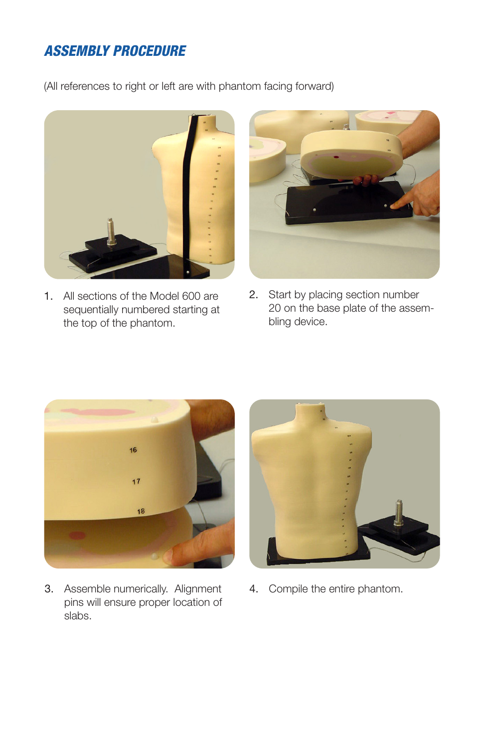## *ASSEMBLY PROCEDURE*

(All references to right or left are with phantom facing forward)

1. All sections of the Model 600 are sequentially numbered starting at the top of the phantom.

2. Start by placing section number 20 on the base plate of the assembling device.

3. Assemble numerically. Alignment pins will ensure proper location of slabs.

4. Compile the entire phantom.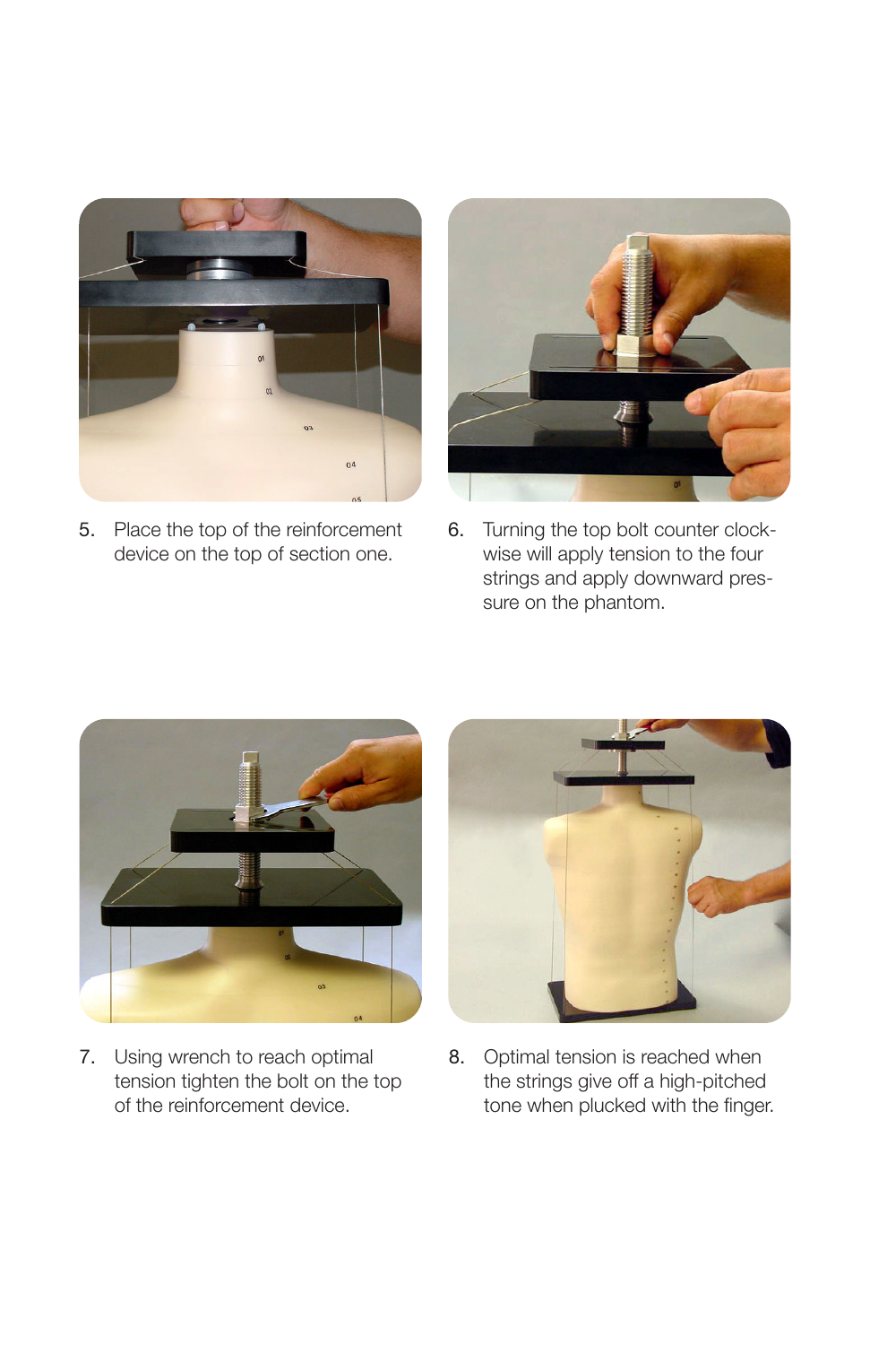5. Place the top of the reinforcement device on the top of section one.

6. Turning the top bolt counter clock-wise will apply tension to the four strings and apply downward pressure on the phantom.

7. Using wrench to reach optimal tension tighten the bolt on the top of the reinforcement device.

8. Optimal tension is reached when the strings give off a high-pitched tone when plucked with the finger.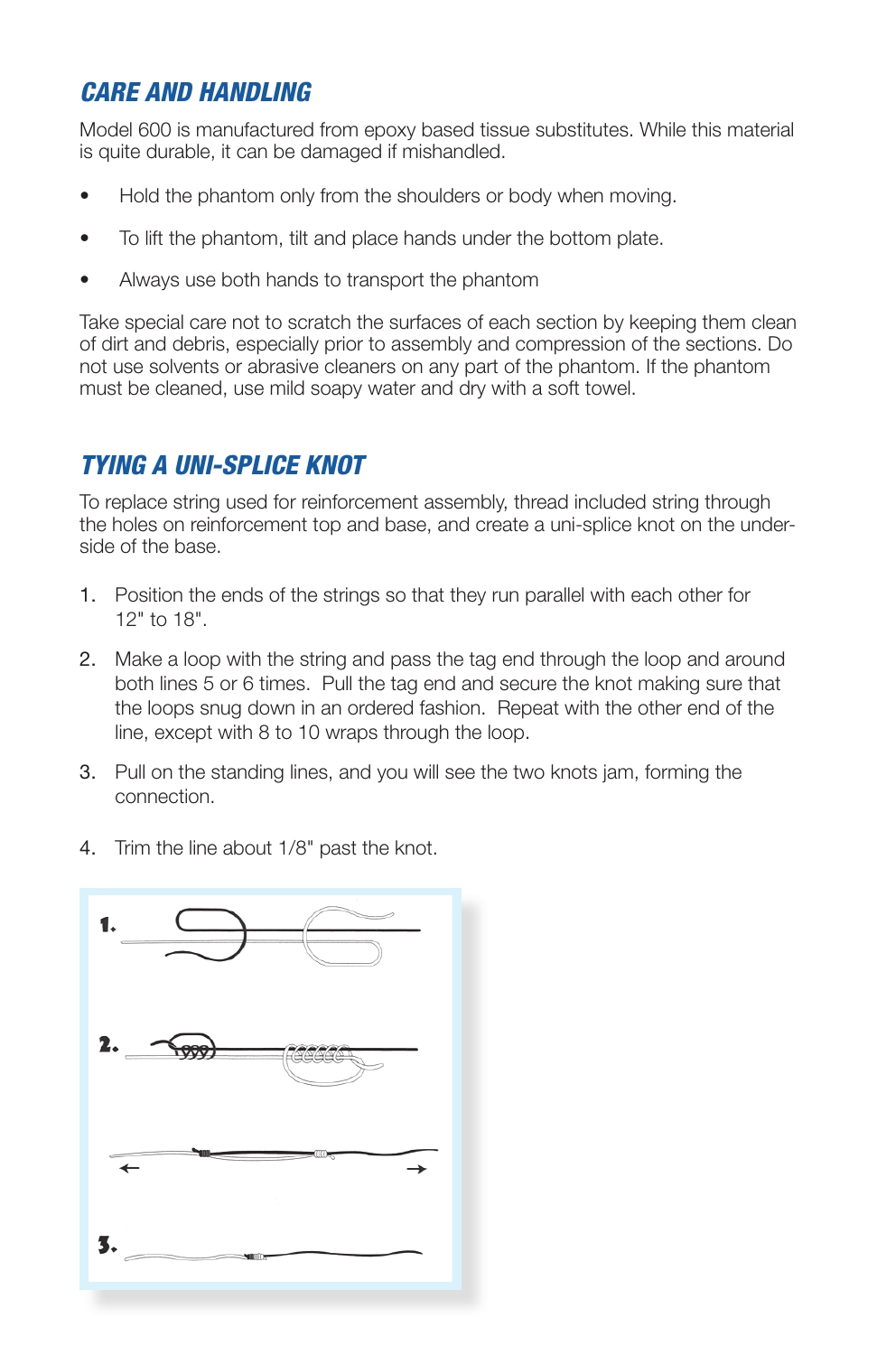## CARE AND HANDLING

Model 600 is manufactured from epoxy based tissue substitutes. While this material is quite durable, it can be damaged if mishandled.

- Hold the phantom only from the shoulders or body when moving.
- To lift the phantom, tilt and place hands under the bottom plate.
- Always use both hands to transport the phantom

Take special care not to scratch the surfaces of each section by keeping them clean of dirt and debris, especially prior to assembly and compression of the sections. Do not use solvents or abrasive cleaners on any part of the phantom. If the phantom must be cleaned, use mild soapy water and dry with a soft towel.

## TYING A UNI-SPLICE KNOT

To replace string used for reinforcement assembly, thread included string through the holes on reinforcement top and base, and create a uni-splice knot on the underside of the base.

1. Position the ends of the strings so that they run parallel with each other for 12" to 18".
2. Make a loop with the string and pass the tag end through the loop and around both lines 5 or 6 times. Pull the tag end and secure the knot making sure that the loops snug down in an ordered fashion. Repeat with the other end of the line, except with 8 to 10 wraps through the loop.
3. Pull on the standing lines, and you will see the two knots jam, forming the connection.
4. Trim the line about 1/8" past the knot.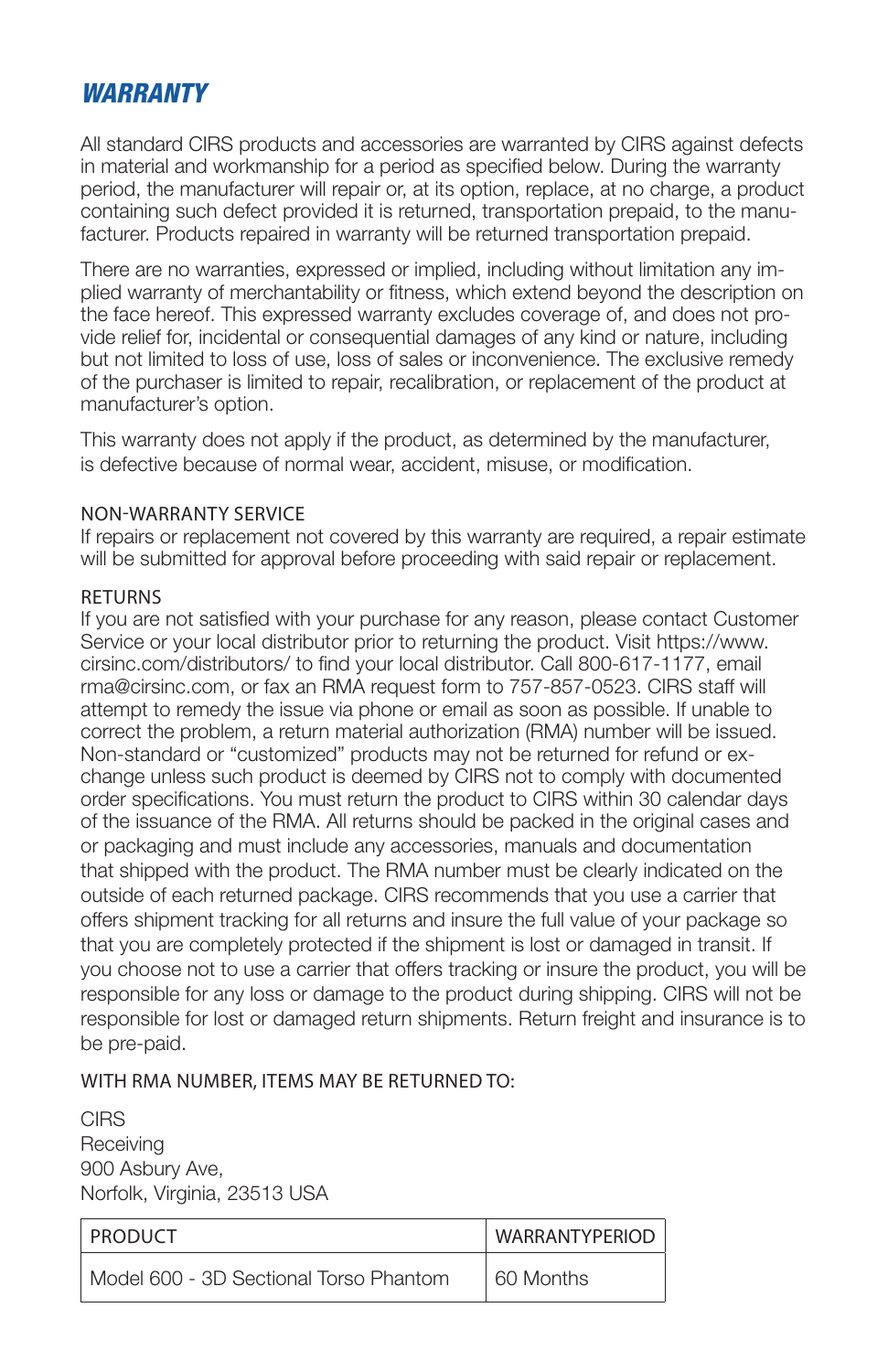## *WARRANTY*

All standard CIRS products and accessories are warranted by CIRS against defects in material and workmanship for a period as specified below. During the warranty period, the manufacturer will repair or, at its option, replace, at no charge, a product containing such defect provided it is returned, transportation prepaid, to the manufacturer. Products repaired in warranty will be returned transportation prepaid.

There are no warranties, expressed or implied, including without limitation any implied warranty of merchantability or fitness, which extend beyond the description on the face hereof. This expressed warranty excludes coverage of, and does not provide relief for, incidental or consequential damages of any kind or nature, including but not limited to loss of use, loss of sales or inconvenience. The exclusive remedy of the purchaser is limited to repair, recalibration, or replacement of the product at manufacturer's option.

This warranty does not apply if the product, as determined by the manufacturer, is defective because of normal wear, accident, misuse, or modification.

### NON-WARRANTY SERVICE

If repairs or replacement not covered by this warranty are required, a repair estimate will be submitted for approval before proceeding with said repair or replacement.

### RETURNS

If you are not satisfied with your purchase for any reason, please contact Customer Service or your local distributor prior to returning the product. Visit https://www.cirsinc.com/distributors/ to find your local distributor. Call 800-617-1177, email rma@cirsinc.com, or fax an RMA request form to 757-857-0523. CIRS staff will attempt to remedy the issue via phone or email as soon as possible. If unable to correct the problem, a return material authorization (RMA) number will be issued. Non-standard or "customized" products may not be returned for refund or exchange unless such product is deemed by CIRS not to comply with documented order specifications. You must return the product to CIRS within 30 calendar days of the issuance of the RMA. All returns should be packed in the original cases and or packaging and must include any accessories, manuals and documentation that shipped with the product. The RMA number must be clearly indicated on the outside of each returned package. CIRS recommends that you use a carrier that offers shipment tracking for all returns and insure the full value of your package so that you are completely protected if the shipment is lost or damaged in transit. If you choose not to use a carrier that offers tracking or insure the product, you will be responsible for any loss or damage to the product during shipping. CIRS will not be responsible for lost or damaged return shipments. Return freight and insurance is to be pre-paid.

### WITH RMA NUMBER, ITEMS MAY BE RETURNED TO:

CIRS
Receiving
900 Asbury Ave,
Norfolk, Virginia, 23513 USA

| PRODUCT | WARRANTYPERIOD |
| --- | --- |
| Model 600 - 3D Sectional Torso Phantom | 60 Months |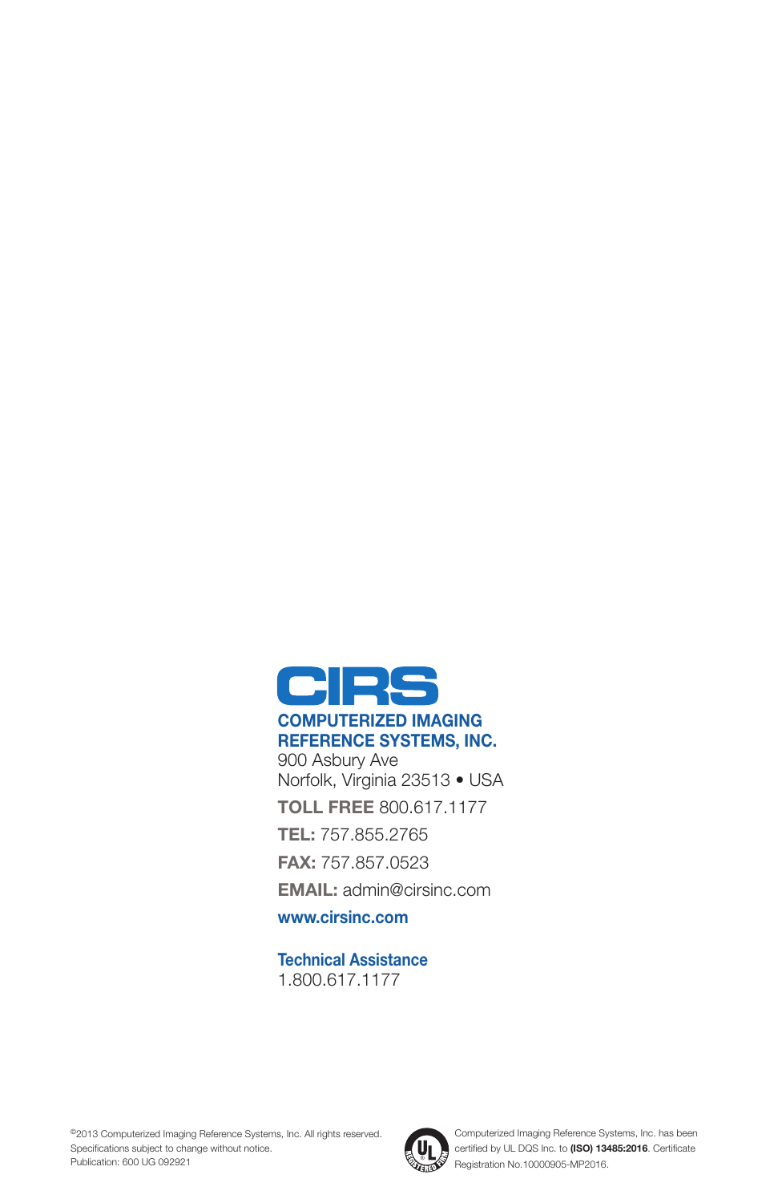**CIRS**

**COMPUTERIZED IMAGING REFERENCE SYSTEMS, INC.**

900 Asbury Ave
Norfolk, Virginia 23513 • USA

**TOLL FREE** 800.617.1177

**TEL:** 757.855.2765

**FAX:** 757.857.0523

**EMAIL:** admin@cirsinc.com

**www.cirsinc.com**

**Technical Assistance**
1.800.617.1177

©2013 Computerized Imaging Reference Systems, Inc. All rights reserved.
Specifications subject to change without notice.
Publication: 600 UG 092921

Computerized Imaging Reference Systems, Inc. has been certified by UL DQS Inc. to **(ISO) 13485:2016**. Certificate Registration No.10000905-MP2016.